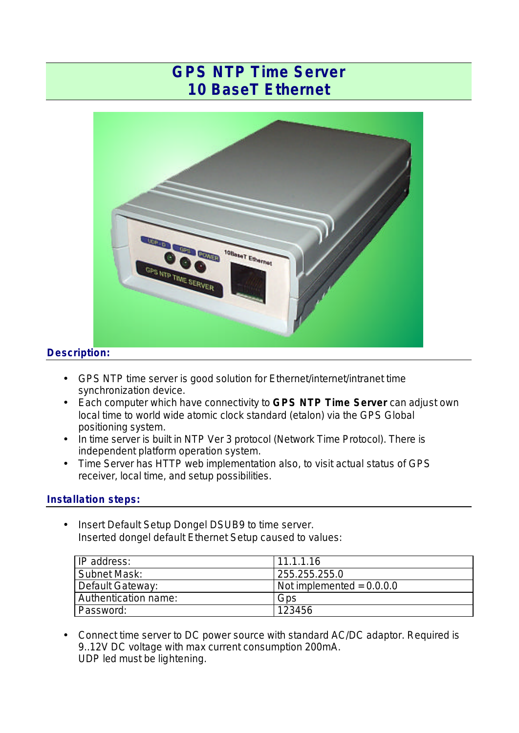# GPS NTP Time Server
# 10 BaseT Ethernet

## Description:

- GPS NTP time server is good solution for Ethernet/internet/intranet time synchronization device.
- Each computer which have connectivity to **GPS NTP Time Server** can adjust own local time to world wide atomic clock standard (etalon) via the GPS Global positioning system.
- In time server is built in NTP Ver 3 protocol (Network Time Protocol). There is independent platform operation system.
- Time Server has HTTP web implementation also, to visit actual status of GPS receiver, local time, and setup possibilities.

## Installation steps:

- Insert Default Setup Dongel DSUB9 to time server.
  Inserted dongel default Ethernet Setup caused to values:

| | |
|---|---|
| IP address: | 11.1.1.16 |
| Subnet Mask: | 255.255.255.0 |
| Default Gateway: | Not implemented = 0.0.0.0 |
| Authentication name: | Gps |
| Password: | 123456 |

- Connect time server to DC power source with standard AC/DC adaptor. Required is 9..12V DC voltage with max current consumption 200mA.
  UDP led must be lightening.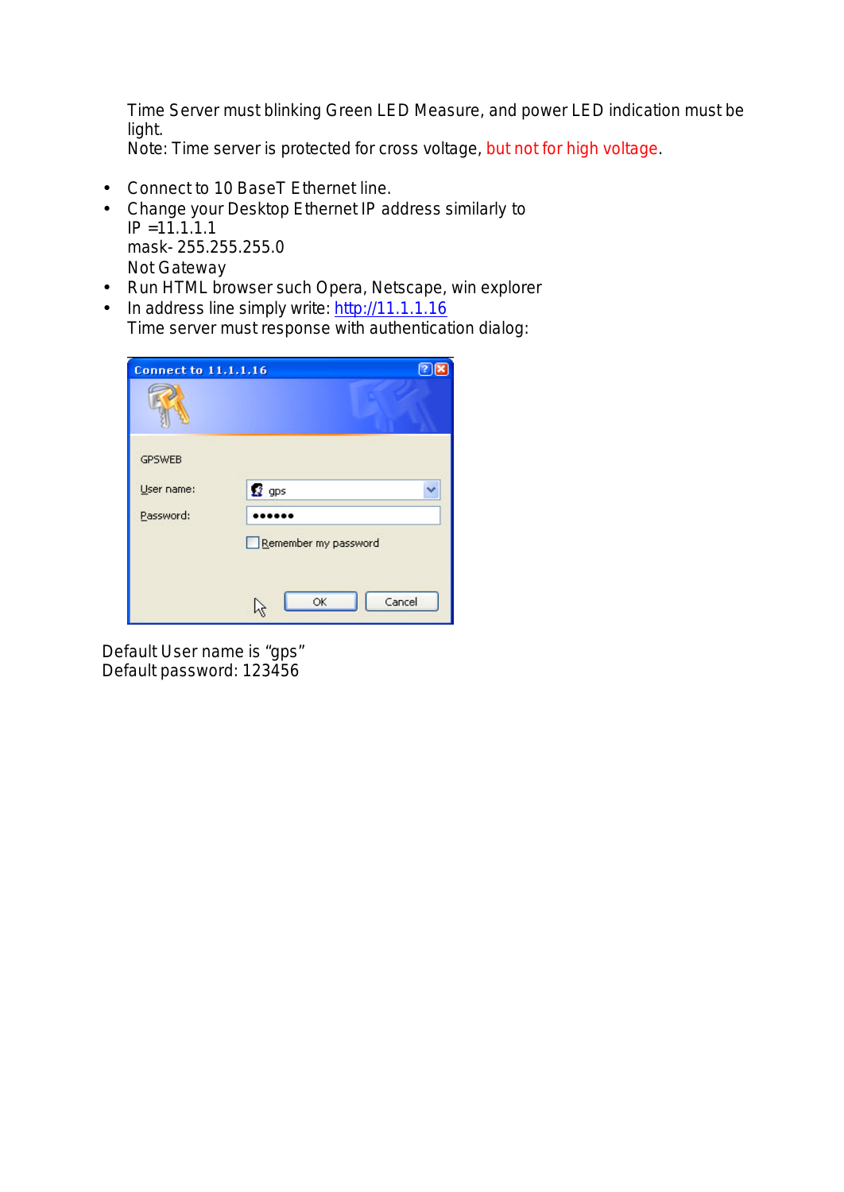Time Server must blinking Green LED Measure, and power LED indication must be light.
Note: Time server is protected for cross voltage, but not for high voltage.

- Connect to 10 BaseT Ethernet line.
- Change your Desktop Ethernet IP address similarly to
  IP =11.1.1.1
  mask- 255.255.255.0
  Not Gateway
- Run HTML browser such Opera, Netscape, win explorer
- In address line simply write: http://11.1.1.16
  Time server must response with authentication dialog:

Default User name is "gps"
Default password: 123456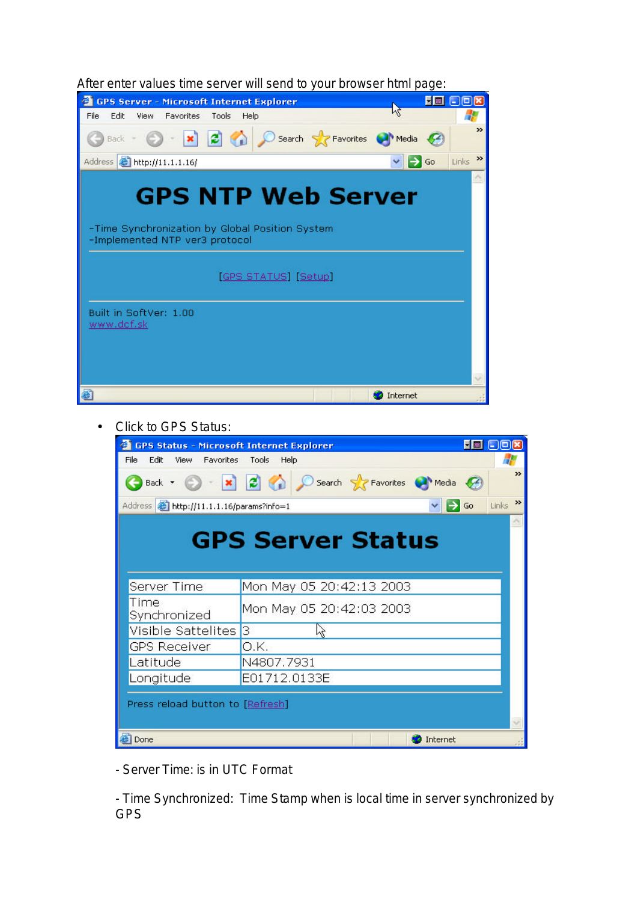After enter values time server will send to your browser html page:

GPS Server - Microsoft Internet Explorer

File Edit View Favorites Tools Help

Address http://11.1.1.16/

# GPS NTP Web Server

-Time Synchronization by Global Position System
-Implemented NTP ver3 protocol

[GPS STATUS] [Setup]

Built in SoftVer: 1.00
www.dcf.sk

- Click to GPS Status:

GPS Status - Microsoft Internet Explorer

File Edit View Favorites Tools Help

Address http://11.1.1.16/params?info=1

# GPS Server Status

| | |
|---|---|
| Server Time | Mon May 05 20:42:13 2003 |
| Time Synchronized | Mon May 05 20:42:03 2003 |
| Visible Sattelites | 3 |
| GPS Receiver | O.K. |
| Latitude | N4807.7931 |
| Longitude | E01712.0133E |

Press reload button to [Refresh]

- Server Time: is in UTC Format

- Time Synchronized: Time Stamp when is local time in server synchronized by GPS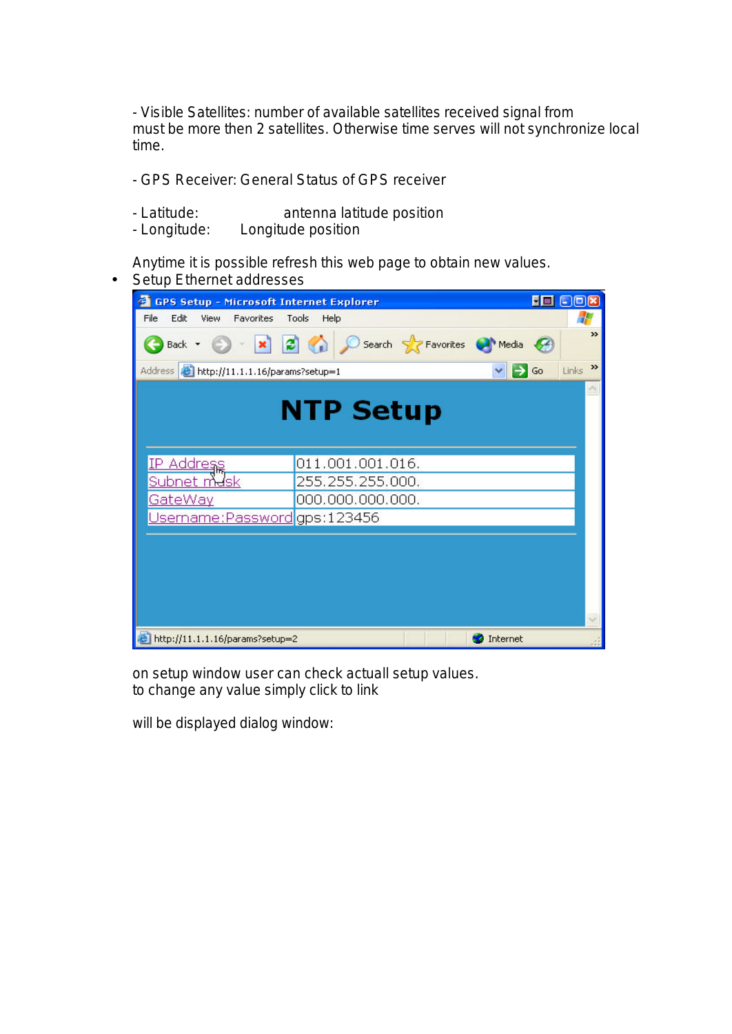- Visible Satellites: number of available satellites received signal from must be more then 2 satellites. Otherwise time serves will not synchronize local time.

- GPS Receiver: General Status of GPS receiver

- Latitude: antenna latitude position
- Longitude: Longitude position

Anytime it is possible refresh this web page to obtain new values.

- Setup Ethernet addresses

GPS Setup - Microsoft Internet Explorer

File Edit View Favorites Tools Help

Back Search Favorites Media

Address http://11.1.1.16/params?setup=1 Go Links

# NTP Setup

| | |
|---|---|
| IP Address | 011.001.001.016. |
| Subnet mask | 255.255.255.000. |
| GateWay | 000.000.000.000. |
| Username:Password | gps:123456 |

http://11.1.1.16/params?setup=2 Internet

on setup window user can check actuall setup values.
to change any value simply click to link

will be displayed dialog window: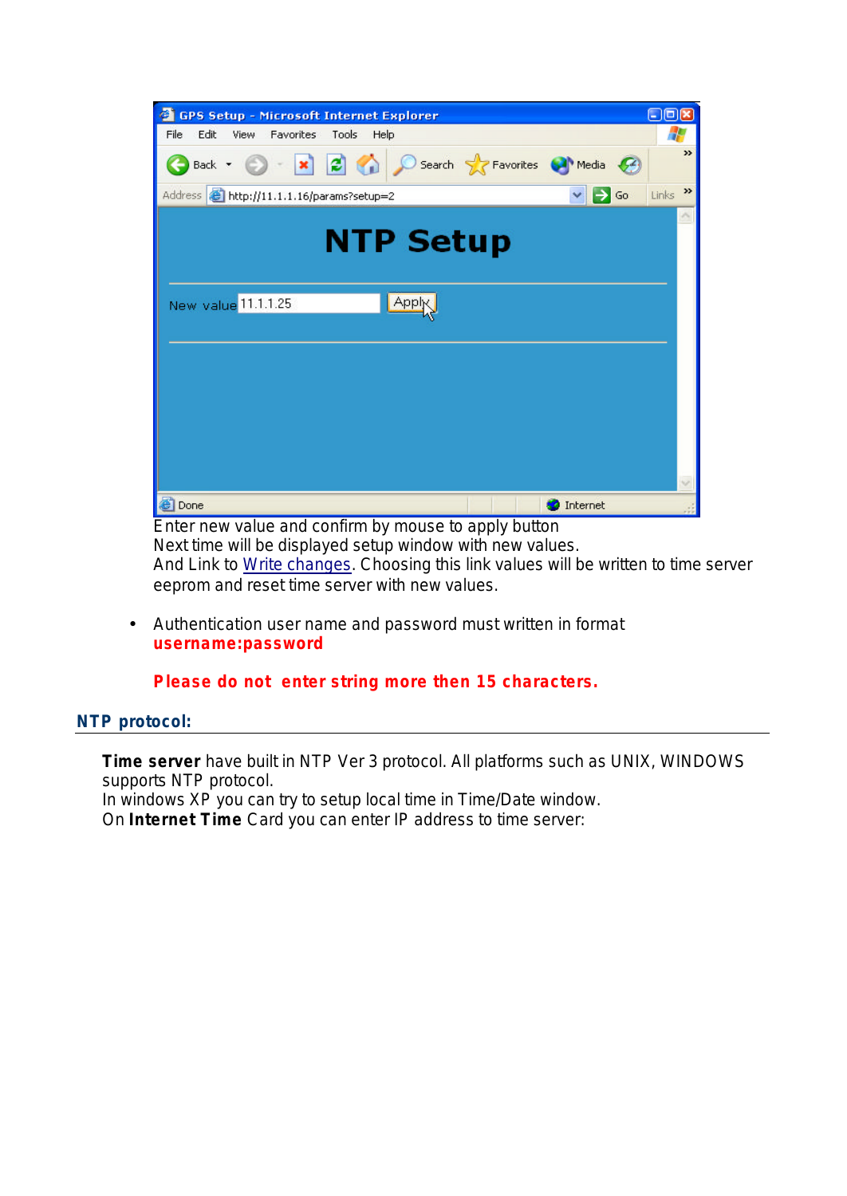Enter new value and confirm by mouse to apply button
Next time will be displayed setup window with new values.
And Link to Write changes. Choosing this link values will be written to time server eeprom and reset time server with new values.

- Authentication user name and password must written in format **username:password**

  **Please do not enter string more then 15 characters.**

## NTP protocol:

**Time server** have built in NTP Ver 3 protocol. All platforms such as UNIX, WINDOWS supports NTP protocol.
In windows XP you can try to setup local time in Time/Date window.
On **Internet Time** Card you can enter IP address to time server: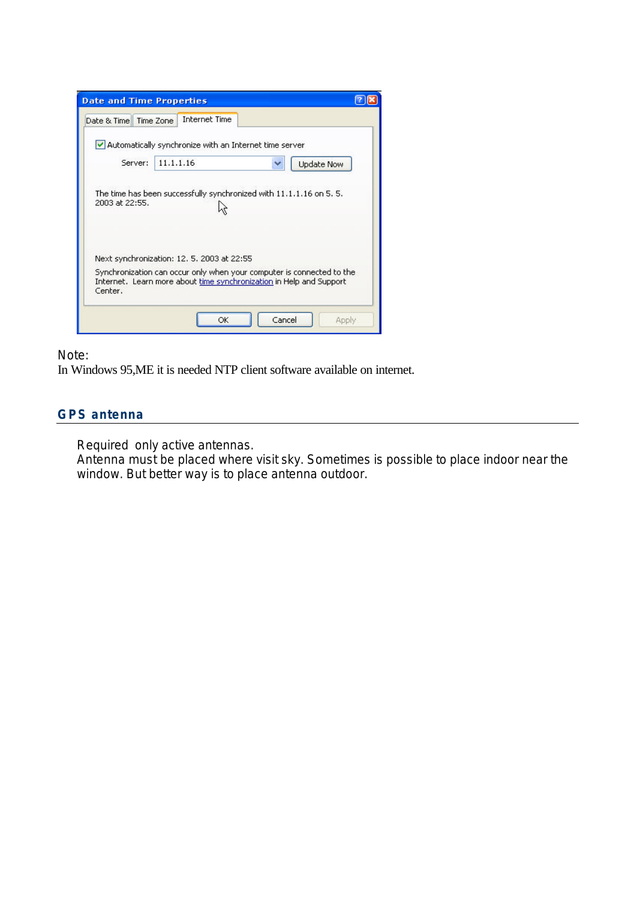Date and Time Properties

Date & Time | Time Zone | Internet Time

Automatically synchronize with an Internet time server

Server: 11.1.1.16 Update Now

The time has been successfully synchronized with 11.1.1.16 on 5. 5. 2003 at 22:55.

Next synchronization: 12. 5. 2003 at 22:55

Synchronization can occur only when your computer is connected to the Internet. Learn more about time synchronization in Help and Support Center.

OK Cancel Apply

Note:
In Windows 95,ME it is needed NTP client software available on internet.

## GPS antenna

Required only active antennas.
Antenna must be placed where visit sky. Sometimes is possible to place indoor near the window. But better way is to place antenna outdoor.